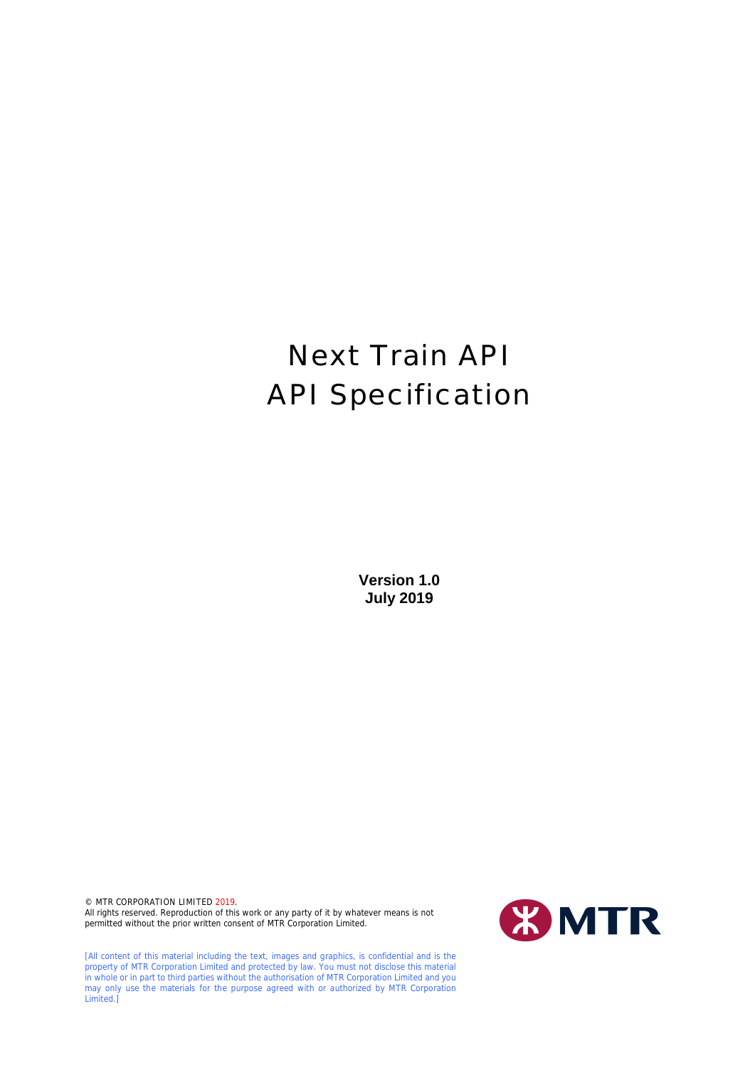# Next Train API
# API Specification

**Version 1.0**
**July 2019**

© MTR CORPORATION LIMITED 2019.
All rights reserved. Reproduction of this work or any party of it by whatever means is not permitted without the prior written consent of MTR Corporation Limited.

MTR

[All content of this material including the text, images and graphics, is confidential and is the property of MTR Corporation Limited and protected by law. You must not disclose this material in whole or in part to third parties without the authorisation of MTR Corporation Limited and you may only use the materials for the purpose agreed with or authorized by MTR Corporation Limited.]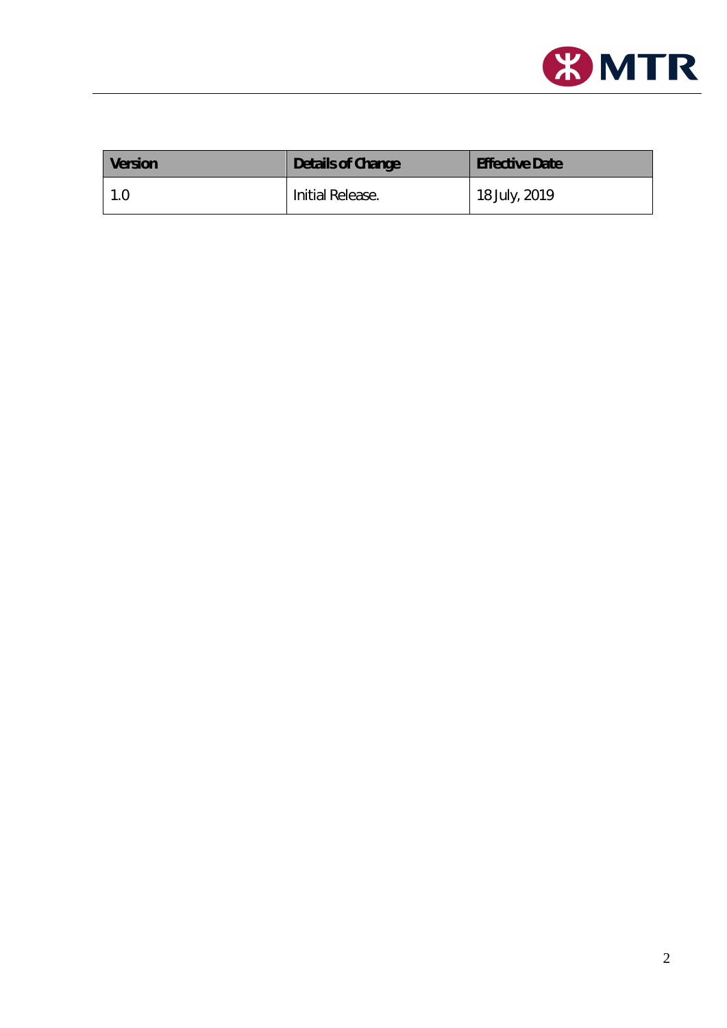| Version | Details of Change | Effective Date |
| --- | --- | --- |
| 1.0 | Initial Release. | 18 July, 2019 |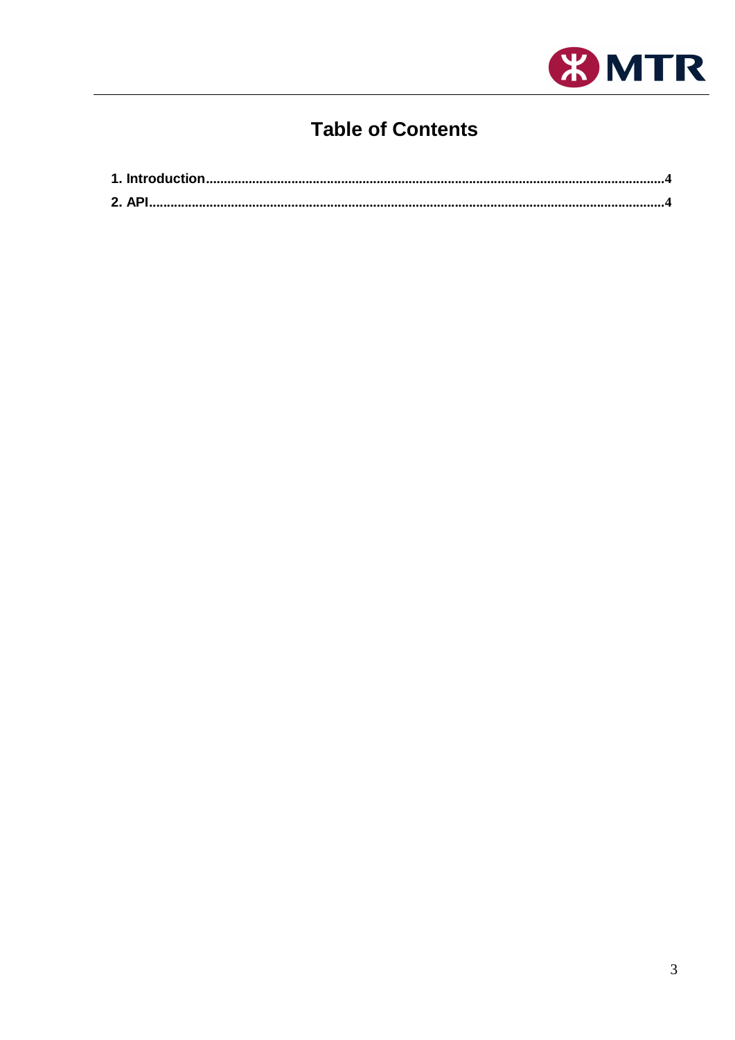# Table of Contents

**1. Introduction** .......... **4**

**2. API** .......... **4**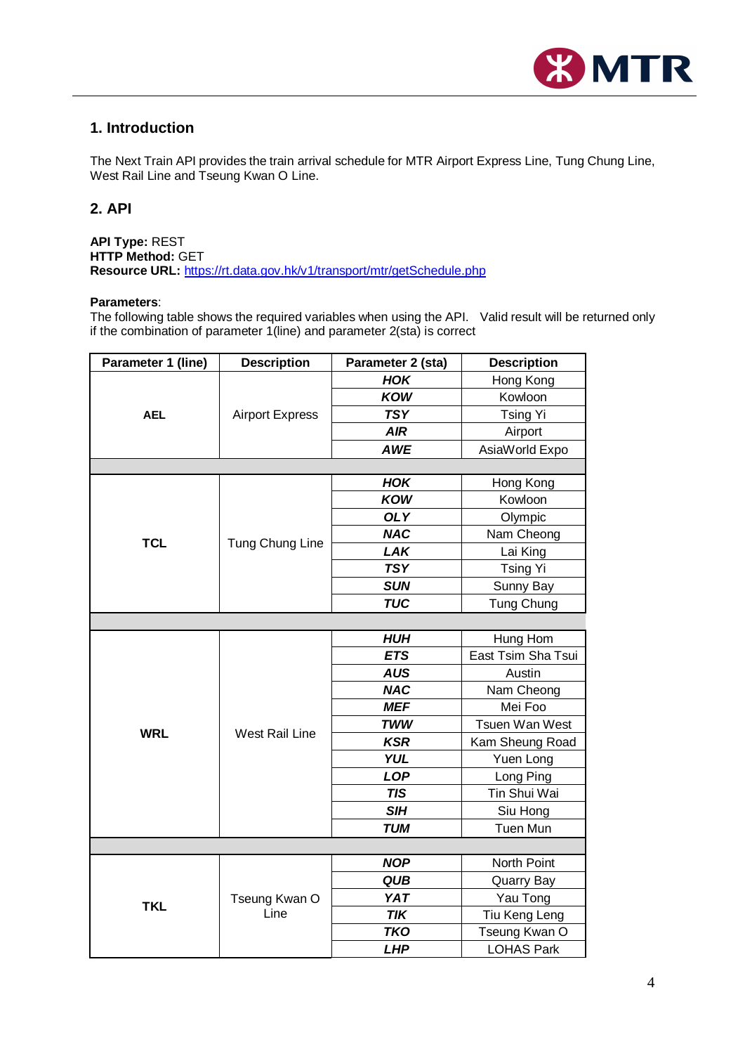## 1. Introduction

The Next Train API provides the train arrival schedule for MTR Airport Express Line, Tung Chung Line, West Rail Line and Tseung Kwan O Line.

## 2. API

**API Type:** REST
**HTTP Method:** GET
**Resource URL:** https://rt.data.gov.hk/v1/transport/mtr/getSchedule.php

**Parameters**:
The following table shows the required variables when using the API. Valid result will be returned only if the combination of parameter 1(line) and parameter 2(sta) is correct

| Parameter 1 (line) | Description | Parameter 2 (sta) | Description |
|---|---|---|---|
| **AEL** | Airport Express | ***HOK*** | Hong Kong |
| | | ***KOW*** | Kowloon |
| | | ***TSY*** | Tsing Yi |
| | | ***AIR*** | Airport |
| | | ***AWE*** | AsiaWorld Expo |
| | | | |
| **TCL** | Tung Chung Line | ***HOK*** | Hong Kong |
| | | ***KOW*** | Kowloon |
| | | ***OLY*** | Olympic |
| | | ***NAC*** | Nam Cheong |
| | | ***LAK*** | Lai King |
| | | ***TSY*** | Tsing Yi |
| | | ***SUN*** | Sunny Bay |
| | | ***TUC*** | Tung Chung |
| | | | |
| **WRL** | West Rail Line | ***HUH*** | Hung Hom |
| | | ***ETS*** | East Tsim Sha Tsui |
| | | ***AUS*** | Austin |
| | | ***NAC*** | Nam Cheong |
| | | ***MEF*** | Mei Foo |
| | | ***TWW*** | Tsuen Wan West |
| | | ***KSR*** | Kam Sheung Road |
| | | ***YUL*** | Yuen Long |
| | | ***LOP*** | Long Ping |
| | | ***TIS*** | Tin Shui Wai |
| | | ***SIH*** | Siu Hong |
| | | ***TUM*** | Tuen Mun |
| | | | |
| **TKL** | Tseung Kwan O Line | ***NOP*** | North Point |
| | | ***QUB*** | Quarry Bay |
| | | ***YAT*** | Yau Tong |
| | | ***TIK*** | Tiu Keng Leng |
| | | ***TKO*** | Tseung Kwan O |
| | | ***LHP*** | LOHAS Park |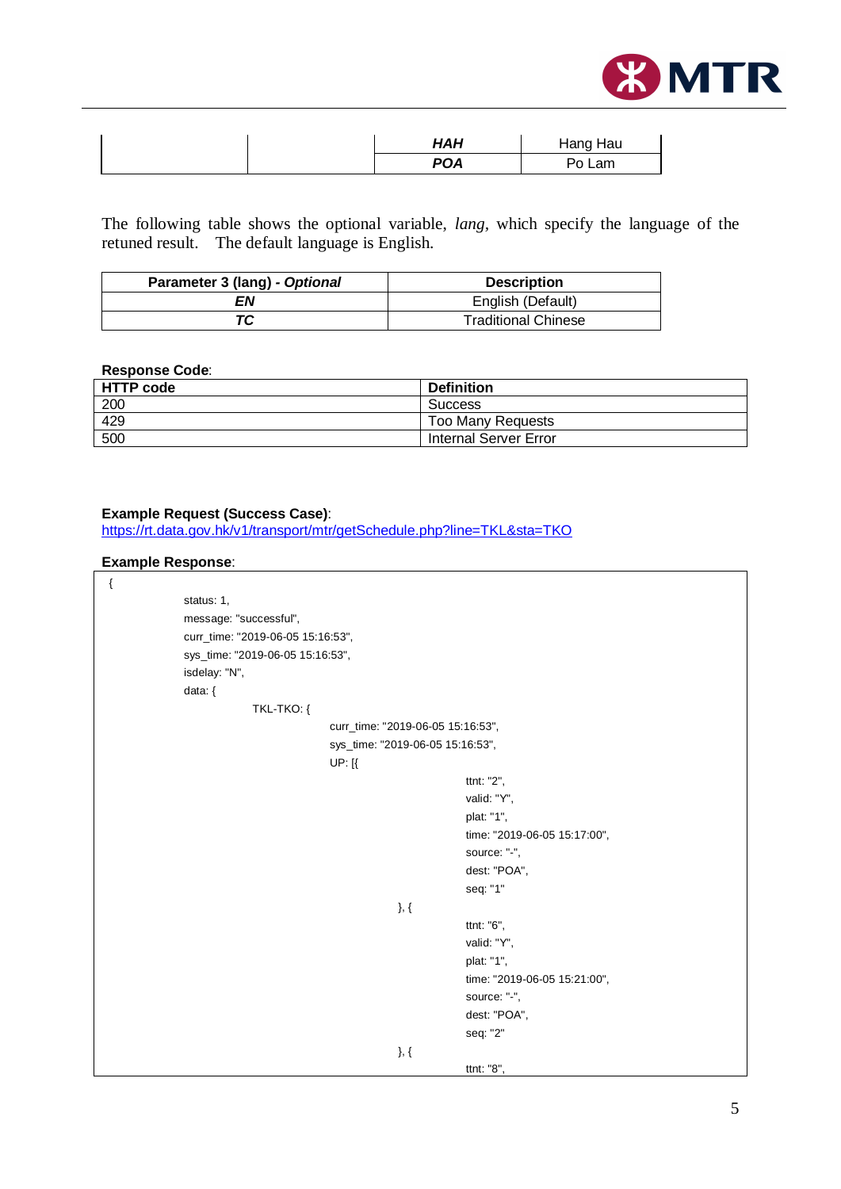| | | *HAH* | Hang Hau |
|---|---|---|---|
| | | *POA* | Po Lam |

The following table shows the optional variable, *lang*, which specify the language of the retuned result. The default language is English.

| Parameter 3 (lang) - *Optional* | Description |
|---|---|
| *EN* | English (Default) |
| *TC* | Traditional Chinese |

**Response Code**:

| HTTP code | Definition |
|---|---|
| 200 | Success |
| 429 | Too Many Requests |
| 500 | Internal Server Error |

**Example Request (Success Case)**:
https://rt.data.gov.hk/v1/transport/mtr/getSchedule.php?line=TKL&sta=TKO

**Example Response**:

```
{
        status: 1,
        message: "successful",
        curr_time: "2019-06-05 15:16:53",
        sys_time: "2019-06-05 15:16:53",
        isdelay: "N",
        data: {
                TKL-TKO: {
                        curr_time: "2019-06-05 15:16:53",
                        sys_time: "2019-06-05 15:16:53",
                        UP: [{
                                        ttnt: "2",
                                        valid: "Y",
                                        plat: "1",
                                        time: "2019-06-05 15:17:00",
                                        source: "-",
                                        dest: "POA",
                                        seq: "1"
                                }, {
                                        ttnt: "6",
                                        valid: "Y",
                                        plat: "1",
                                        time: "2019-06-05 15:21:00",
                                        source: "-",
                                        dest: "POA",
                                        seq: "2"
                                }, {
                                        ttnt: "8",
```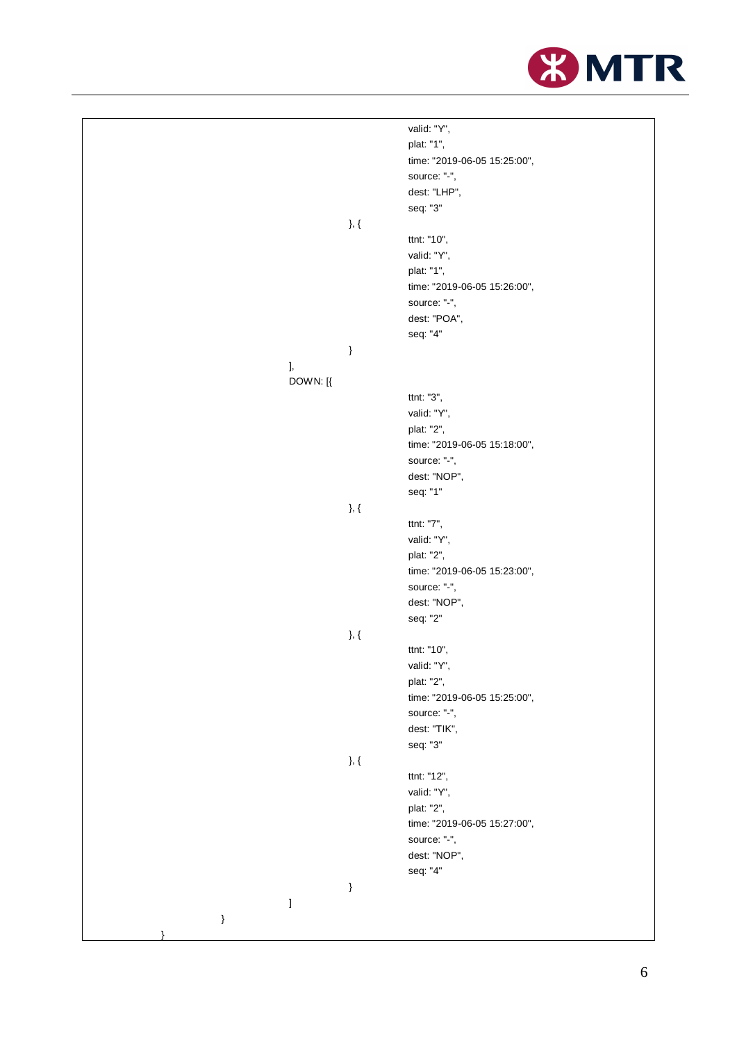```
                                        valid: "Y",
                                        plat: "1",
                                        time: "2019-06-05 15:25:00",
                                        source: "-",
                                        dest: "LHP",
                                        seq: "3"
                                }, {
                                        ttnt: "10",
                                        valid: "Y",
                                        plat: "1",
                                        time: "2019-06-05 15:26:00",
                                        source: "-",
                                        dest: "POA",
                                        seq: "4"
                                }
                        ],
                        DOWN: [{
                                        ttnt: "3",
                                        valid: "Y",
                                        plat: "2",
                                        time: "2019-06-05 15:18:00",
                                        source: "-",
                                        dest: "NOP",
                                        seq: "1"
                                }, {
                                        ttnt: "7",
                                        valid: "Y",
                                        plat: "2",
                                        time: "2019-06-05 15:23:00",
                                        source: "-",
                                        dest: "NOP",
                                        seq: "2"
                                }, {
                                        ttnt: "10",
                                        valid: "Y",
                                        plat: "2",
                                        time: "2019-06-05 15:25:00",
                                        source: "-",
                                        dest: "TIK",
                                        seq: "3"
                                }, {
                                        ttnt: "12",
                                        valid: "Y",
                                        plat: "2",
                                        time: "2019-06-05 15:27:00",
                                        source: "-",
                                        dest: "NOP",
                                        seq: "4"
                                }
                        ]
                }
        }
```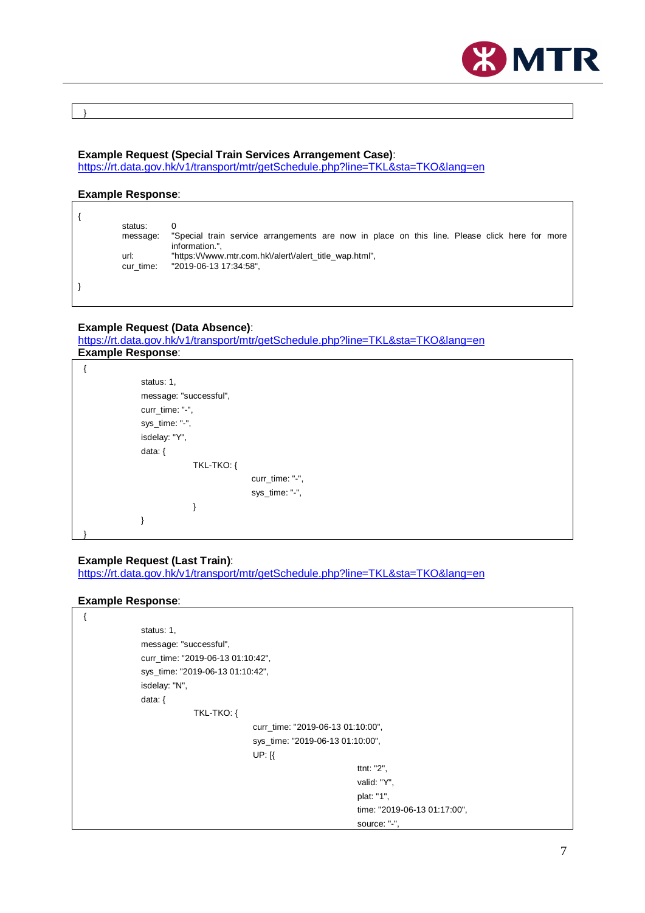```
}
```

**Example Request (Special Train Services Arrangement Case)**:
https://rt.data.gov.hk/v1/transport/mtr/getSchedule.php?line=TKL&sta=TKO&lang=en

**Example Response**:

```
{
        status:     0
        message:    "Special train service arrangements are now in place on this line. Please click here for more information.",
        url:        "https:\/\/www.mtr.com.hk\/alert\/alert_title_wap.html",
        cur_time:   "2019-06-13 17:34:58",

}
```

**Example Request (Data Absence)**:
https://rt.data.gov.hk/v1/transport/mtr/getSchedule.php?line=TKL&sta=TKO&lang=en
**Example Response**:

```
{
        status: 1,
        message: "successful",
        curr_time: "-",
        sys_time: "-",
        isdelay: "Y",
        data: {
                TKL-TKO: {
                        curr_time: "-",
                        sys_time: "-",
                }
        }
}
```

**Example Request (Last Train)**:
https://rt.data.gov.hk/v1/transport/mtr/getSchedule.php?line=TKL&sta=TKO&lang=en

**Example Response**:

```
{
        status: 1,
        message: "successful",
        curr_time: "2019-06-13 01:10:42",
        sys_time: "2019-06-13 01:10:42",
        isdelay: "N",
        data: {
                TKL-TKO: {
                        curr_time: "2019-06-13 01:10:00",
                        sys_time: "2019-06-13 01:10:00",
                        UP: [{
                                        ttnt: "2",
                                        valid: "Y",
                                        plat: "1",
                                        time: "2019-06-13 01:17:00",
                                        source: "-",
```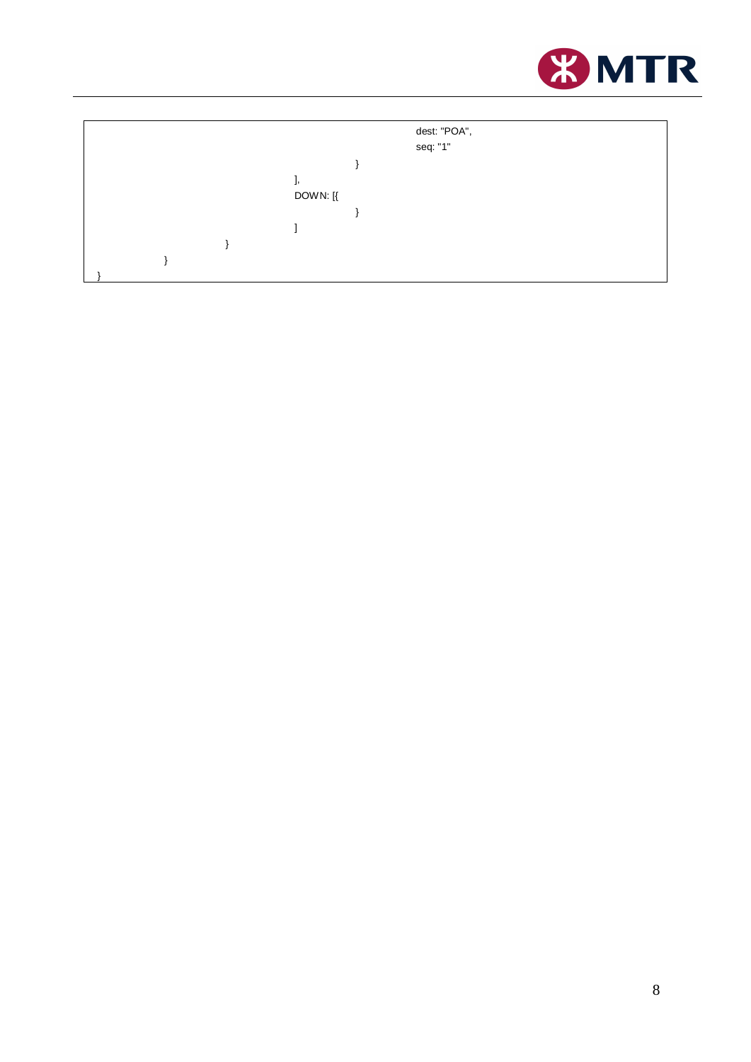```
                                        dest: "POA",
                                        seq: "1"
                                }
                        ],
                        DOWN: [{
                                }
                        ]
                }
        }
}
```